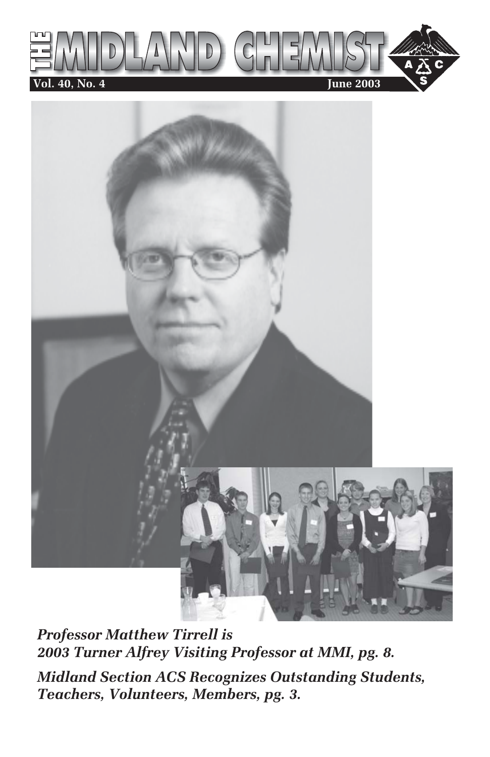# THE MIDLAND CHEMIST

**Vol. 40, No. 4** **June 2003**

***Professor Matthew Tirrell is 2003 Turner Alfrey Visiting Professor at MMI, pg. 8.***

***Midland Section ACS Recognizes Outstanding Students, Teachers, Volunteers, Members, pg. 3.***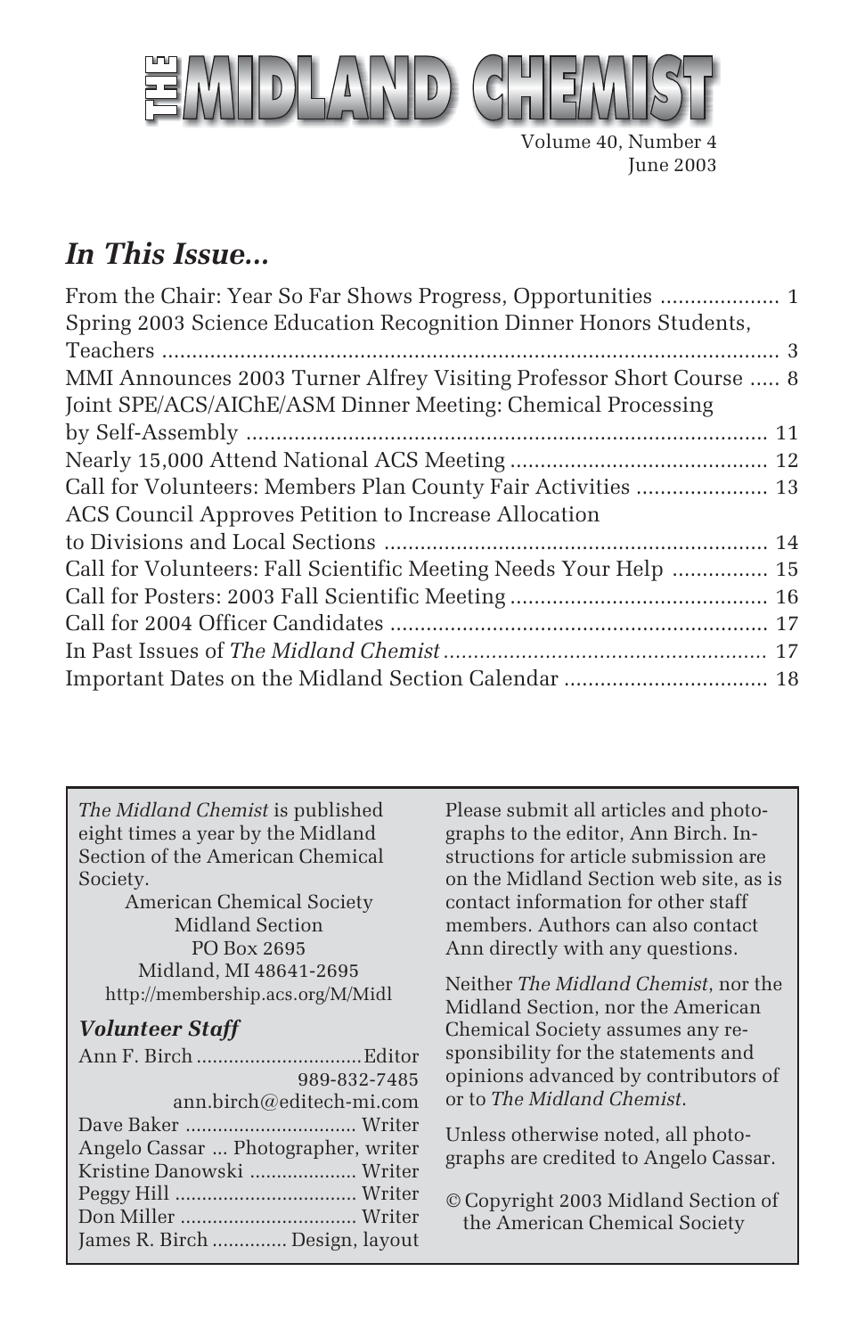# THE MIDLAND CHEMIST

Volume 40, Number 4
June 2003

## *In This Issue...*

From the Chair: Year So Far Shows Progress, Opportunities .................... 1
Spring 2003 Science Education Recognition Dinner Honors Students, Teachers .................... 3
MMI Announces 2003 Turner Alfrey Visiting Professor Short Course ..... 8
Joint SPE/ACS/AIChE/ASM Dinner Meeting: Chemical Processing by Self-Assembly .................... 11
Nearly 15,000 Attend National ACS Meeting .................... 12
Call for Volunteers: Members Plan County Fair Activities .................... 13
ACS Council Approves Petition to Increase Allocation to Divisions and Local Sections .................... 14
Call for Volunteers: Fall Scientific Meeting Needs Your Help ................ 15
Call for Posters: 2003 Fall Scientific Meeting .................... 16
Call for 2004 Officer Candidates .................... 17
In Past Issues of *The Midland Chemist* .................... 17
Important Dates on the Midland Section Calendar .................... 18

*The Midland Chemist* is published eight times a year by the Midland Section of the American Chemical Society.

American Chemical Society
Midland Section
PO Box 2695
Midland, MI 48641-2695
http://membership.acs.org/M/Midl

### *Volunteer Staff*

Ann F. Birch .................... Editor
989-832-7485
ann.birch@editech-mi.com
Dave Baker .................... Writer
Angelo Cassar ... Photographer, writer
Kristine Danowski .................... Writer
Peggy Hill .................... Writer
Don Miller .................... Writer
James R. Birch .............. Design, layout

Please submit all articles and photographs to the editor, Ann Birch. Instructions for article submission are on the Midland Section web site, as is contact information for other staff members. Authors can also contact Ann directly with any questions.

Neither *The Midland Chemist*, nor the Midland Section, nor the American Chemical Society assumes any responsibility for the statements and opinions advanced by contributors of or to *The Midland Chemist*.

Unless otherwise noted, all photographs are credited to Angelo Cassar.

© Copyright 2003 Midland Section of the American Chemical Society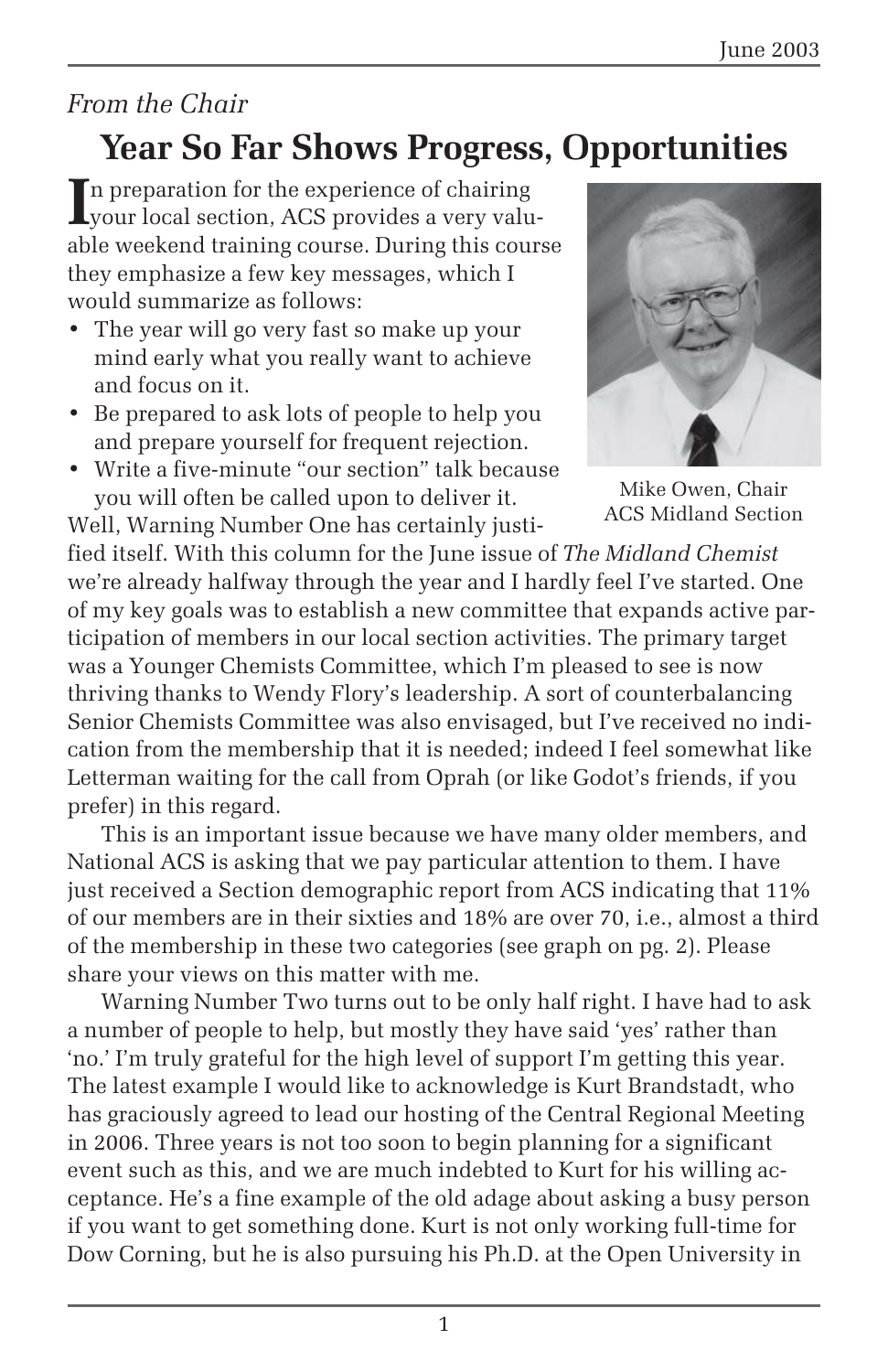*From the Chair*

# Year So Far Shows Progress, Opportunities

In preparation for the experience of chairing your local section, ACS provides a very valuable weekend training course. During this course they emphasize a few key messages, which I would summarize as follows:

- The year will go very fast so make up your mind early what you really want to achieve and focus on it.
- Be prepared to ask lots of people to help you and prepare yourself for frequent rejection.
- Write a five-minute "our section" talk because you will often be called upon to deliver it.

Mike Owen, Chair
ACS Midland Section

Well, Warning Number One has certainly justified itself. With this column for the June issue of *The Midland Chemist* we're already halfway through the year and I hardly feel I've started. One of my key goals was to establish a new committee that expands active participation of members in our local section activities. The primary target was a Younger Chemists Committee, which I'm pleased to see is now thriving thanks to Wendy Flory's leadership. A sort of counterbalancing Senior Chemists Committee was also envisaged, but I've received no indication from the membership that it is needed; indeed I feel somewhat like Letterman waiting for the call from Oprah (or like Godot's friends, if you prefer) in this regard.

This is an important issue because we have many older members, and National ACS is asking that we pay particular attention to them. I have just received a Section demographic report from ACS indicating that 11% of our members are in their sixties and 18% are over 70, i.e., almost a third of the membership in these two categories (see graph on pg. 2). Please share your views on this matter with me.

Warning Number Two turns out to be only half right. I have had to ask a number of people to help, but mostly they have said 'yes' rather than 'no.' I'm truly grateful for the high level of support I'm getting this year. The latest example I would like to acknowledge is Kurt Brandstadt, who has graciously agreed to lead our hosting of the Central Regional Meeting in 2006. Three years is not too soon to begin planning for a significant event such as this, and we are much indebted to Kurt for his willing acceptance. He's a fine example of the old adage about asking a busy person if you want to get something done. Kurt is not only working full-time for Dow Corning, but he is also pursuing his Ph.D. at the Open University in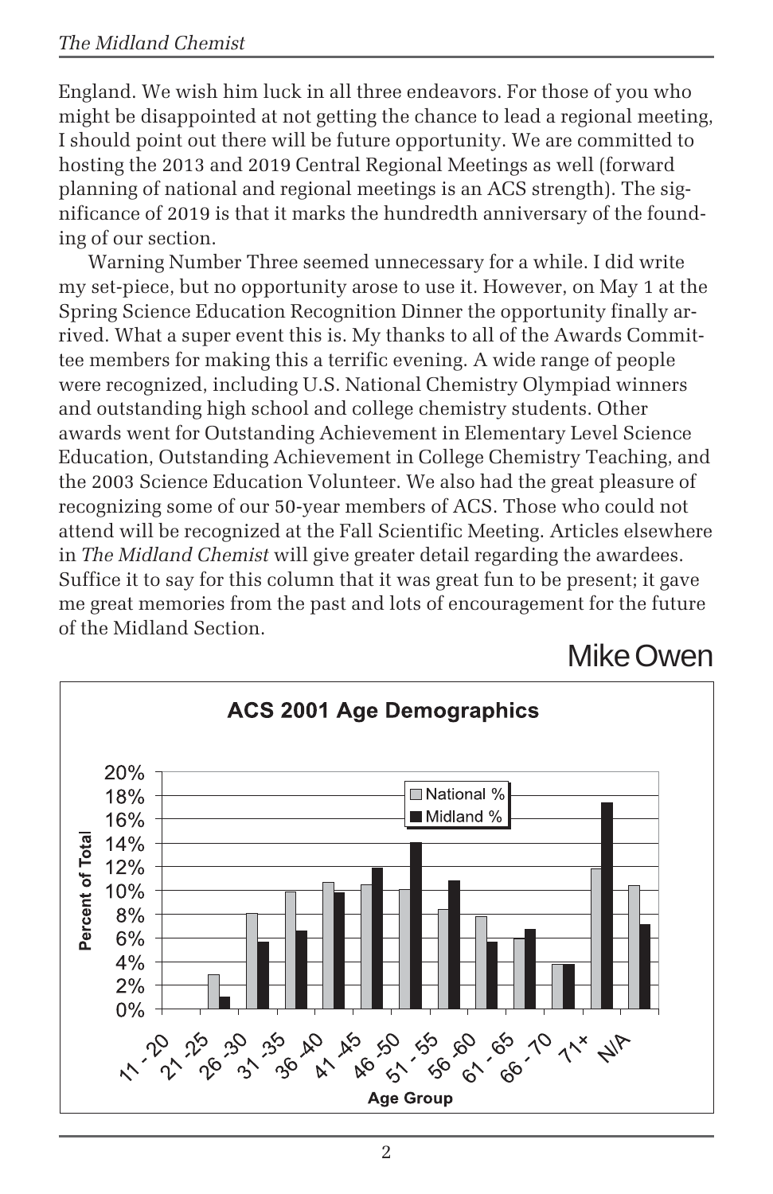England. We wish him luck in all three endeavors. For those of you who might be disappointed at not getting the chance to lead a regional meeting, I should point out there will be future opportunity. We are committed to hosting the 2013 and 2019 Central Regional Meetings as well (forward planning of national and regional meetings is an ACS strength). The significance of 2019 is that it marks the hundredth anniversary of the founding of our section.

Warning Number Three seemed unnecessary for a while. I did write my set-piece, but no opportunity arose to use it. However, on May 1 at the Spring Science Education Recognition Dinner the opportunity finally arrived. What a super event this is. My thanks to all of the Awards Committee members for making this a terrific evening. A wide range of people were recognized, including U.S. National Chemistry Olympiad winners and outstanding high school and college chemistry students. Other awards went for Outstanding Achievement in Elementary Level Science Education, Outstanding Achievement in College Chemistry Teaching, and the 2003 Science Education Volunteer. We also had the great pleasure of recognizing some of our 50-year members of ACS. Those who could not attend will be recognized at the Fall Scientific Meeting. Articles elsewhere in *The Midland Chemist* will give greater detail regarding the awardees. Suffice it to say for this column that it was great fun to be present; it gave me great memories from the past and lots of encouragement for the future of the Midland Section.

Mike Owen

**ACS 2001 Age Demographics**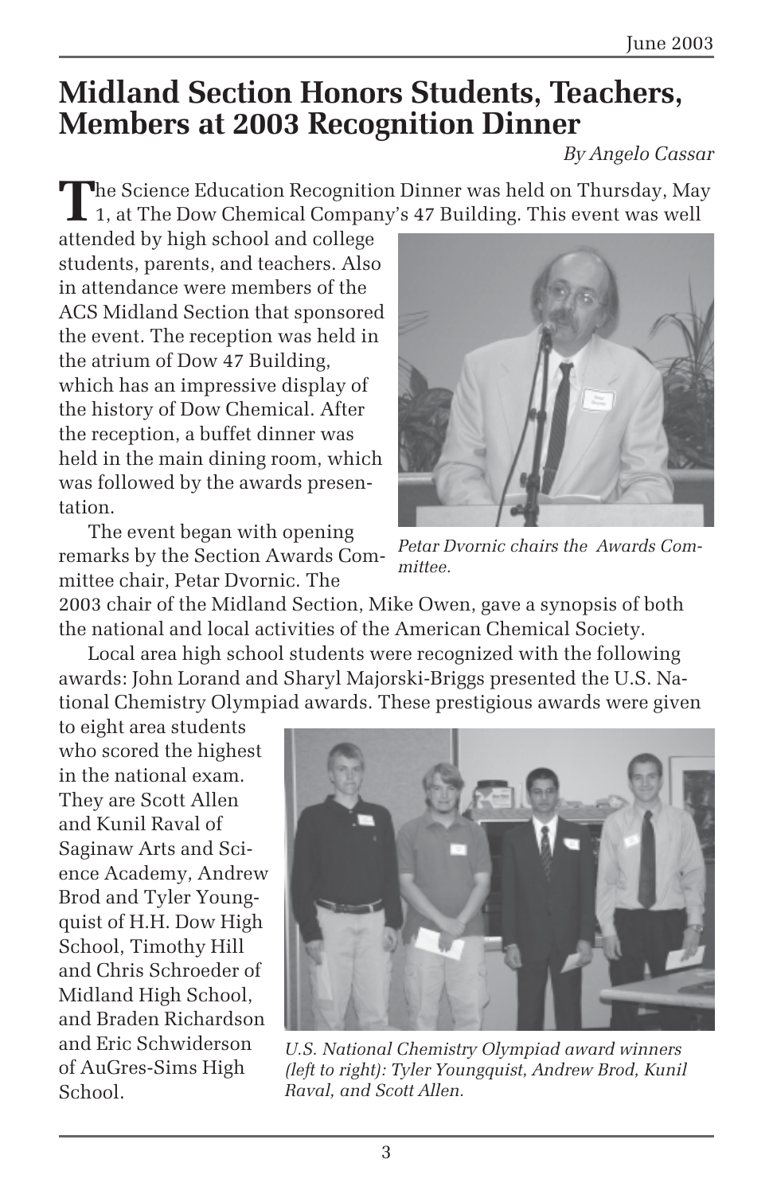# Midland Section Honors Students, Teachers, Members at 2003 Recognition Dinner

*By Angelo Cassar*

The Science Education Recognition Dinner was held on Thursday, May 1, at The Dow Chemical Company's 47 Building. This event was well attended by high school and college students, parents, and teachers. Also in attendance were members of the ACS Midland Section that sponsored the event. The reception was held in the atrium of Dow 47 Building, which has an impressive display of the history of Dow Chemical. After the reception, a buffet dinner was held in the main dining room, which was followed by the awards presentation.

*Petar Dvornic chairs the Awards Committee.*

The event began with opening remarks by the Section Awards Committee chair, Petar Dvornic. The 2003 chair of the Midland Section, Mike Owen, gave a synopsis of both the national and local activities of the American Chemical Society.

Local area high school students were recognized with the following awards: John Lorand and Sharyl Majorski-Briggs presented the U.S. National Chemistry Olympiad awards. These prestigious awards were given to eight area students who scored the highest in the national exam. They are Scott Allen and Kunil Raval of Saginaw Arts and Science Academy, Andrew Brod and Tyler Youngquist of H.H. Dow High School, Timothy Hill and Chris Schroeder of Midland High School, and Braden Richardson and Eric Schwiderson of AuGres-Sims High School.

*U.S. National Chemistry Olympiad award winners (left to right): Tyler Youngquist, Andrew Brod, Kunil Raval, and Scott Allen.*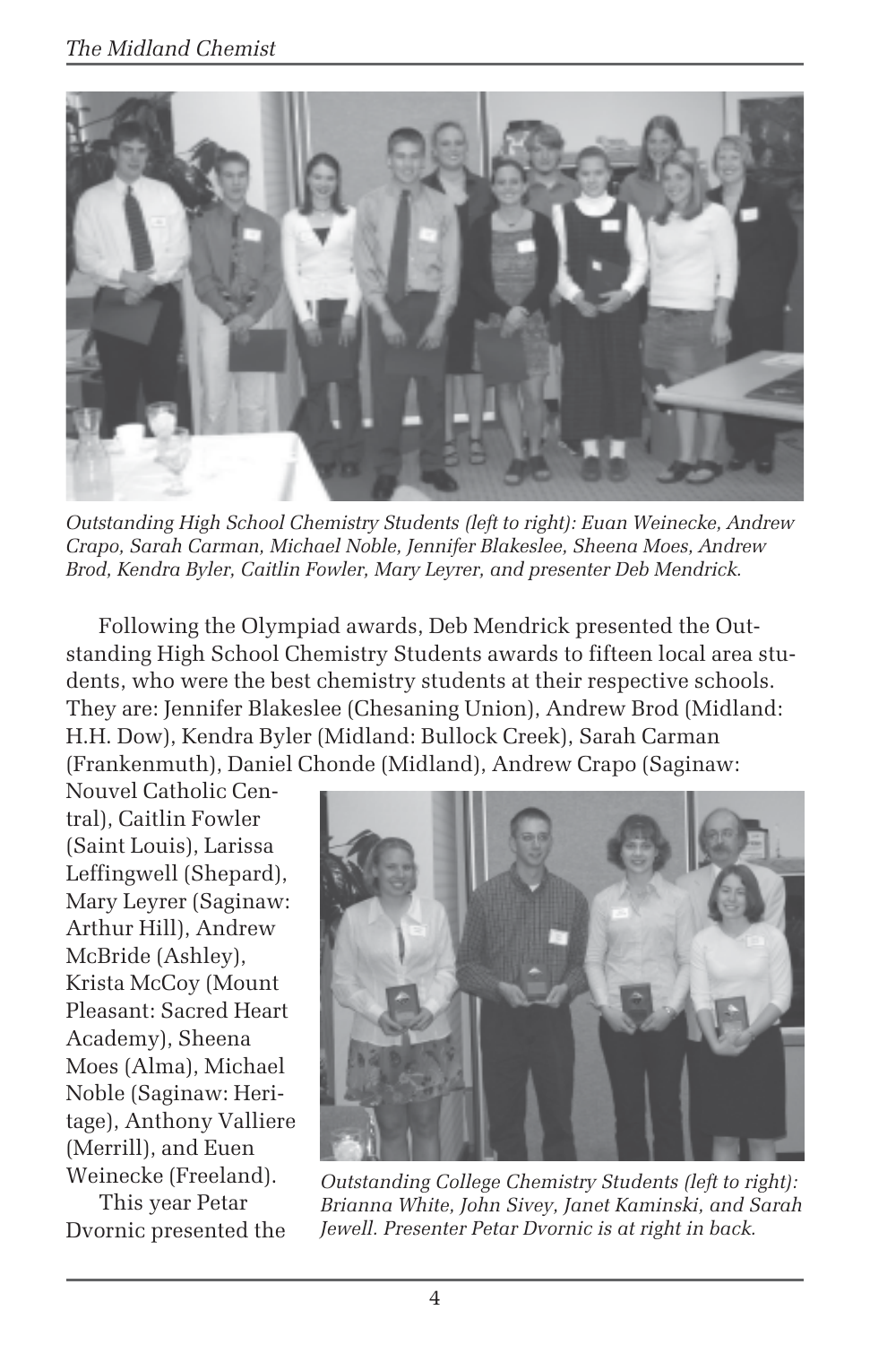*Outstanding High School Chemistry Students (left to right): Euan Weinecke, Andrew Crapo, Sarah Carman, Michael Noble, Jennifer Blakeslee, Sheena Moes, Andrew Brod, Kendra Byler, Caitlin Fowler, Mary Leyrer, and presenter Deb Mendrick.*

Following the Olympiad awards, Deb Mendrick presented the Outstanding High School Chemistry Students awards to fifteen local area students, who were the best chemistry students at their respective schools. They are: Jennifer Blakeslee (Chesaning Union), Andrew Brod (Midland: H.H. Dow), Kendra Byler (Midland: Bullock Creek), Sarah Carman (Frankenmuth), Daniel Chonde (Midland), Andrew Crapo (Saginaw: Nouvel Catholic Central), Caitlin Fowler (Saint Louis), Larissa Leffingwell (Shepard), Mary Leyrer (Saginaw: Arthur Hill), Andrew McBride (Ashley), Krista McCoy (Mount Pleasant: Sacred Heart Academy), Sheena Moes (Alma), Michael Noble (Saginaw: Heritage), Anthony Valliere (Merrill), and Euen Weinecke (Freeland).

*Outstanding College Chemistry Students (left to right): Brianna White, John Sivey, Janet Kaminski, and Sarah Jewell. Presenter Petar Dvornic is at right in back.*

This year Petar Dvornic presented the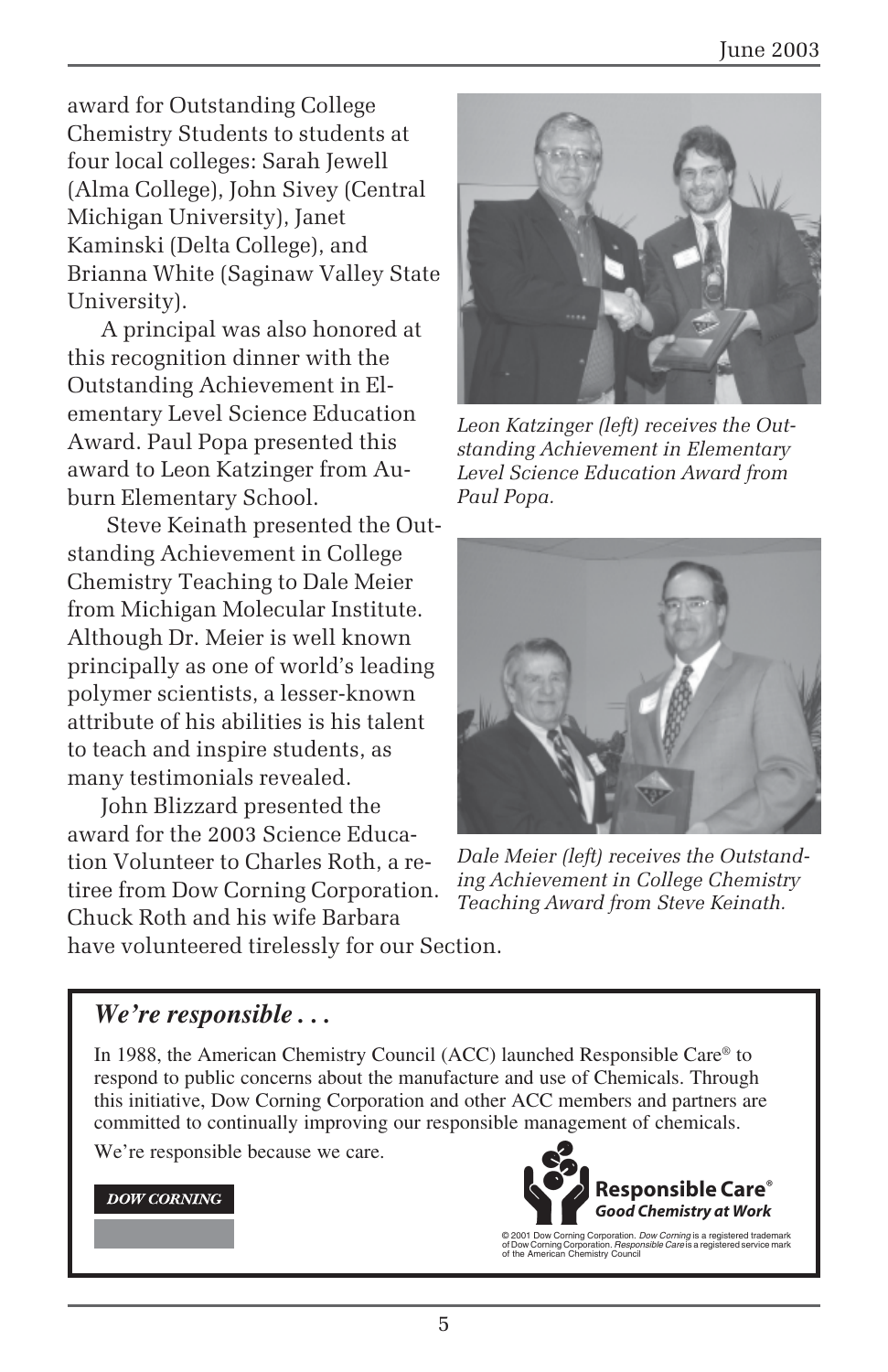award for Outstanding College Chemistry Students to students at four local colleges: Sarah Jewell (Alma College), John Sivey (Central Michigan University), Janet Kaminski (Delta College), and Brianna White (Saginaw Valley State University).

A principal was also honored at this recognition dinner with the Outstanding Achievement in Elementary Level Science Education Award. Paul Popa presented this award to Leon Katzinger from Auburn Elementary School.

Steve Keinath presented the Outstanding Achievement in College Chemistry Teaching to Dale Meier from Michigan Molecular Institute. Although Dr. Meier is well known principally as one of world's leading polymer scientists, a lesser-known attribute of his abilities is his talent to teach and inspire students, as many testimonials revealed.

John Blizzard presented the award for the 2003 Science Education Volunteer to Charles Roth, a retiree from Dow Corning Corporation. Chuck Roth and his wife Barbara have volunteered tirelessly for our Section.

*Leon Katzinger (left) receives the Outstanding Achievement in Elementary Level Science Education Award from Paul Popa.*

*Dale Meier (left) receives the Outstanding Achievement in College Chemistry Teaching Award from Steve Keinath.*

## *We're responsible . . .*

In 1988, the American Chemistry Council (ACC) launched Responsible Care® to respond to public concerns about the manufacture and use of Chemicals. Through this initiative, Dow Corning Corporation and other ACC members and partners are committed to continually improving our responsible management of chemicals.

We're responsible because we care.

**DOW CORNING**

**Responsible Care®**
***Good Chemistry at Work***

© 2001 Dow Corning Corporation. *Dow Corning* is a registered trademark of Dow Corning Corporation. *Responsible Care* is a registered service mark of the American Chemistry Council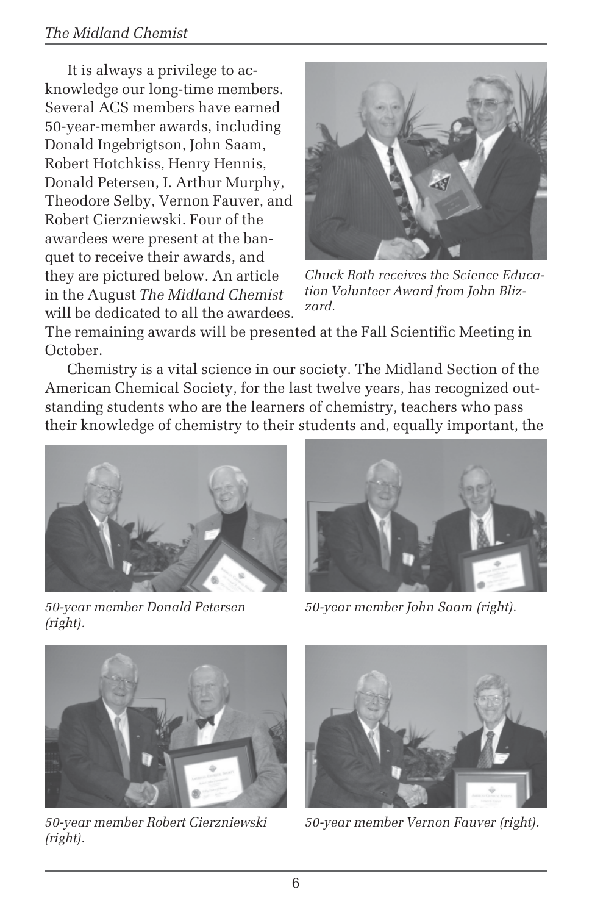It is always a privilege to acknowledge our long-time members. Several ACS members have earned 50-year-member awards, including Donald Ingebrigtson, John Saam, Robert Hotchkiss, Henry Hennis, Donald Petersen, I. Arthur Murphy, Theodore Selby, Vernon Fauver, and Robert Cierzniewski. Four of the awardees were present at the banquet to receive their awards, and they are pictured below. An article in the August *The Midland Chemist* will be dedicated to all the awardees. The remaining awards will be presented at the Fall Scientific Meeting in October.

*Chuck Roth receives the Science Education Volunteer Award from John Blizzard.*

Chemistry is a vital science in our society. The Midland Section of the American Chemical Society, for the last twelve years, has recognized outstanding students who are the learners of chemistry, teachers who pass their knowledge of chemistry to their students and, equally important, the

*50-year member Donald Petersen (right).*

*50-year member John Saam (right).*

*50-year member Robert Cierzniewski (right).*

*50-year member Vernon Fauver (right).*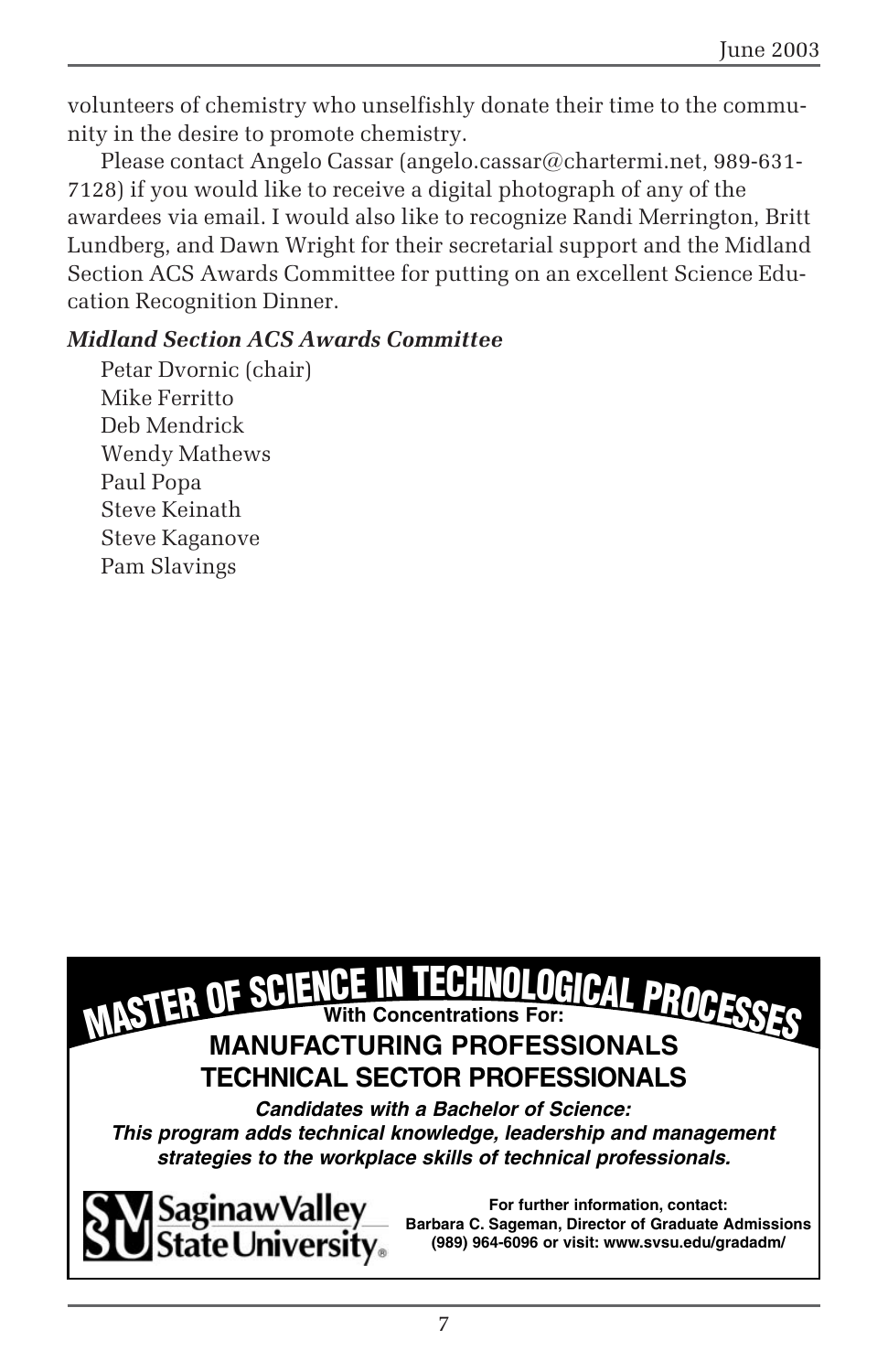volunteers of chemistry who unselfishly donate their time to the community in the desire to promote chemistry.

Please contact Angelo Cassar (angelo.cassar@chartermi.net, 989-631-7128) if you would like to receive a digital photograph of any of the awardees via email. I would also like to recognize Randi Merrington, Britt Lundberg, and Dawn Wright for their secretarial support and the Midland Section ACS Awards Committee for putting on an excellent Science Education Recognition Dinner.

***Midland Section ACS Awards Committee***

Petar Dvornic (chair)
Mike Ferritto
Deb Mendrick
Wendy Mathews
Paul Popa
Steve Keinath
Steve Kaganove
Pam Slavings

## MASTER OF SCIENCE IN TECHNOLOGICAL PROCESSES

**With Concentrations For:**

**MANUFACTURING PROFESSIONALS**
**TECHNICAL SECTOR PROFESSIONALS**

***Candidates with a Bachelor of Science:***
***This program adds technical knowledge, leadership and management strategies to the workplace skills of technical professionals.***

Saginaw Valley State University

**For further information, contact:**
**Barbara C. Sageman, Director of Graduate Admissions**
**(989) 964-6096 or visit: www.svsu.edu/gradadm/**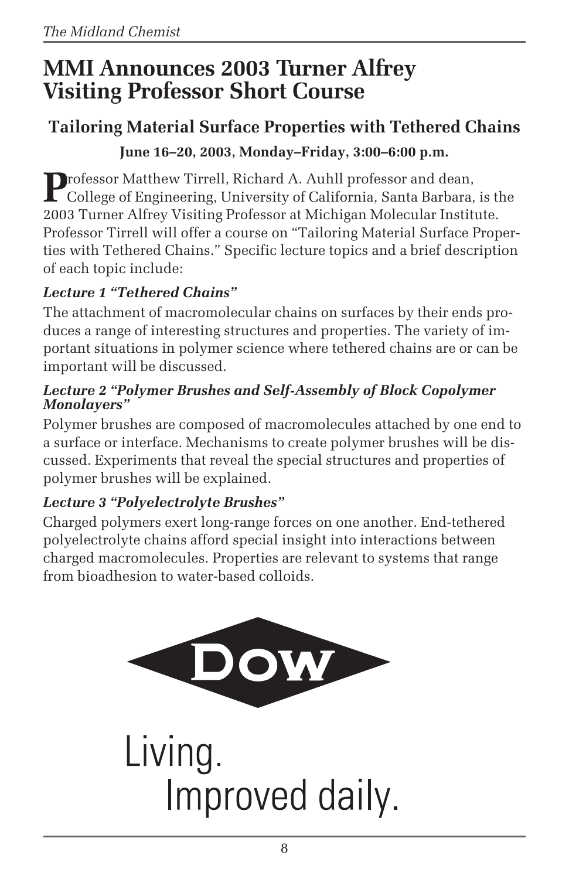# MMI Announces 2003 Turner Alfrey Visiting Professor Short Course

## Tailoring Material Surface Properties with Tethered Chains

**June 16–20, 2003, Monday–Friday, 3:00–6:00 p.m.**

Professor Matthew Tirrell, Richard A. Auhll professor and dean, College of Engineering, University of California, Santa Barbara, is the 2003 Turner Alfrey Visiting Professor at Michigan Molecular Institute. Professor Tirrell will offer a course on "Tailoring Material Surface Properties with Tethered Chains." Specific lecture topics and a brief description of each topic include:

***Lecture 1 "Tethered Chains"***

The attachment of macromolecular chains on surfaces by their ends produces a range of interesting structures and properties. The variety of important situations in polymer science where tethered chains are or can be important will be discussed.

***Lecture 2 "Polymer Brushes and Self-Assembly of Block Copolymer Monolayers"***

Polymer brushes are composed of macromolecules attached by one end to a surface or interface. Mechanisms to create polymer brushes will be discussed. Experiments that reveal the special structures and properties of polymer brushes will be explained.

***Lecture 3 "Polyelectrolyte Brushes"***

Charged polymers exert long-range forces on one another. End-tethered polyelectrolyte chains afford special insight into interactions between charged macromolecules. Properties are relevant to systems that range from bioadhesion to water-based colloids.

DOW

Living.
Improved daily.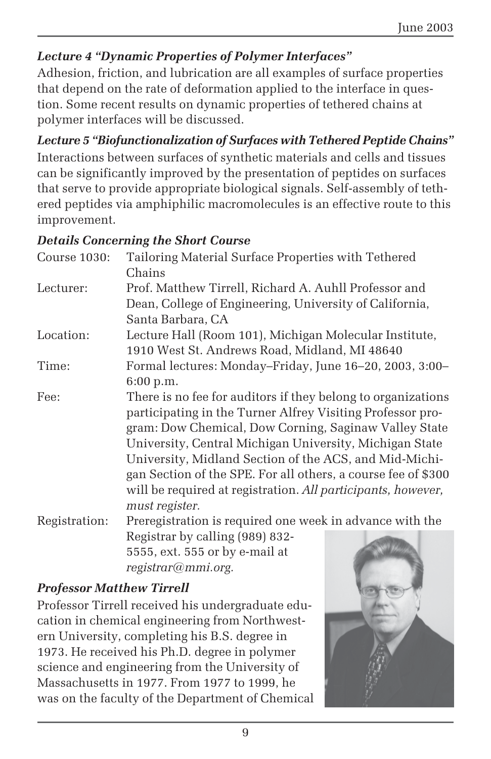### *Lecture 4 "Dynamic Properties of Polymer Interfaces"*

Adhesion, friction, and lubrication are all examples of surface properties that depend on the rate of deformation applied to the interface in question. Some recent results on dynamic properties of tethered chains at polymer interfaces will be discussed.

### *Lecture 5 "Biofunctionalization of Surfaces with Tethered Peptide Chains"*

Interactions between surfaces of synthetic materials and cells and tissues can be significantly improved by the presentation of peptides on surfaces that serve to provide appropriate biological signals. Self-assembly of tethered peptides via amphiphilic macromolecules is an effective route to this improvement.

### *Details Concerning the Short Course*

| | |
|---|---|
| Course 1030: | Tailoring Material Surface Properties with Tethered Chains |
| Lecturer: | Prof. Matthew Tirrell, Richard A. Auhll Professor and Dean, College of Engineering, University of California, Santa Barbara, CA |
| Location: | Lecture Hall (Room 101), Michigan Molecular Institute, 1910 West St. Andrews Road, Midland, MI 48640 |
| Time: | Formal lectures: Monday–Friday, June 16–20, 2003, 3:00–6:00 p.m. |
| Fee: | There is no fee for auditors if they belong to organizations participating in the Turner Alfrey Visiting Professor program: Dow Chemical, Dow Corning, Saginaw Valley State University, Central Michigan University, Michigan State University, Midland Section of the ACS, and Mid-Michigan Section of the SPE. For all others, a course fee of $300 will be required at registration. *All participants, however, must register.* |
| Registration: | Preregistration is required one week in advance with the Registrar by calling (989) 832-5555, ext. 555 or by e-mail at *registrar@mmi.org.* |

### *Professor Matthew Tirrell*

Professor Tirrell received his undergraduate education in chemical engineering from Northwestern University, completing his B.S. degree in 1973. He received his Ph.D. degree in polymer science and engineering from the University of Massachusetts in 1977. From 1977 to 1999, he was on the faculty of the Department of Chemical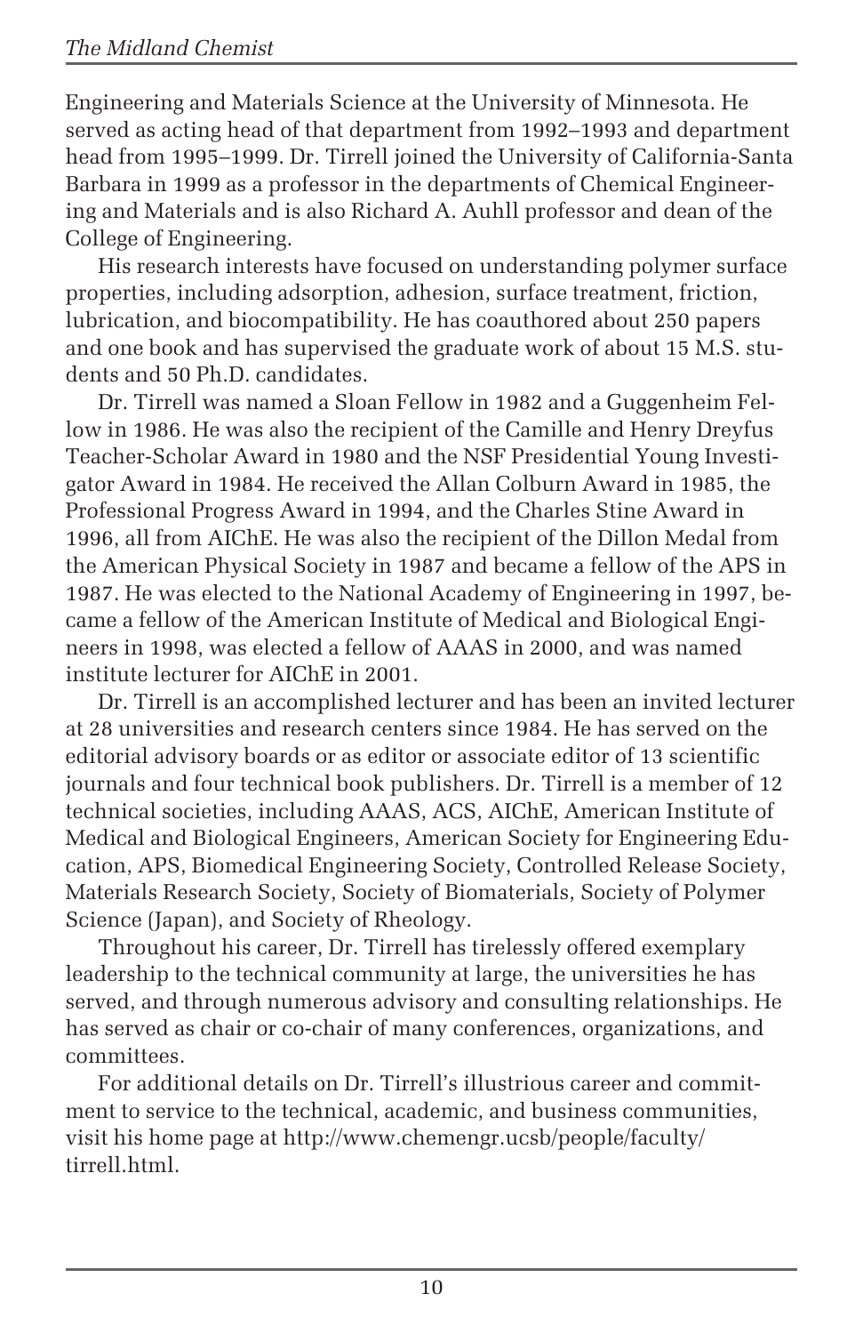Engineering and Materials Science at the University of Minnesota. He served as acting head of that department from 1992–1993 and department head from 1995–1999. Dr. Tirrell joined the University of California-Santa Barbara in 1999 as a professor in the departments of Chemical Engineering and Materials and is also Richard A. Auhll professor and dean of the College of Engineering.

His research interests have focused on understanding polymer surface properties, including adsorption, adhesion, surface treatment, friction, lubrication, and biocompatibility. He has coauthored about 250 papers and one book and has supervised the graduate work of about 15 M.S. students and 50 Ph.D. candidates.

Dr. Tirrell was named a Sloan Fellow in 1982 and a Guggenheim Fellow in 1986. He was also the recipient of the Camille and Henry Dreyfus Teacher-Scholar Award in 1980 and the NSF Presidential Young Investigator Award in 1984. He received the Allan Colburn Award in 1985, the Professional Progress Award in 1994, and the Charles Stine Award in 1996, all from AIChE. He was also the recipient of the Dillon Medal from the American Physical Society in 1987 and became a fellow of the APS in 1987. He was elected to the National Academy of Engineering in 1997, became a fellow of the American Institute of Medical and Biological Engineers in 1998, was elected a fellow of AAAS in 2000, and was named institute lecturer for AIChE in 2001.

Dr. Tirrell is an accomplished lecturer and has been an invited lecturer at 28 universities and research centers since 1984. He has served on the editorial advisory boards or as editor or associate editor of 13 scientific journals and four technical book publishers. Dr. Tirrell is a member of 12 technical societies, including AAAS, ACS, AIChE, American Institute of Medical and Biological Engineers, American Society for Engineering Education, APS, Biomedical Engineering Society, Controlled Release Society, Materials Research Society, Society of Biomaterials, Society of Polymer Science (Japan), and Society of Rheology.

Throughout his career, Dr. Tirrell has tirelessly offered exemplary leadership to the technical community at large, the universities he has served, and through numerous advisory and consulting relationships. He has served as chair or co-chair of many conferences, organizations, and committees.

For additional details on Dr. Tirrell's illustrious career and commitment to service to the technical, academic, and business communities, visit his home page at http://www.chemengr.ucsb/people/faculty/tirrell.html.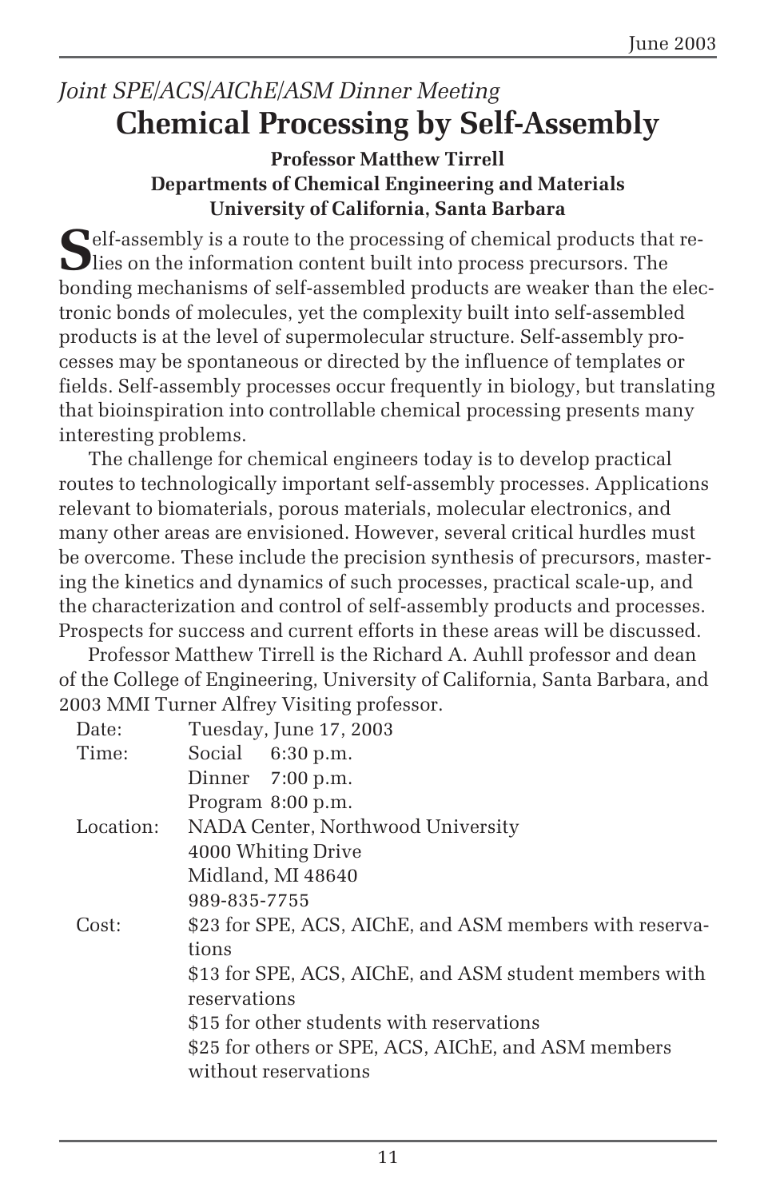*Joint SPE/ACS/AIChE/ASM Dinner Meeting*

# Chemical Processing by Self-Assembly

**Professor Matthew Tirrell**
**Departments of Chemical Engineering and Materials**
**University of California, Santa Barbara**

Self-assembly is a route to the processing of chemical products that relies on the information content built into process precursors. The bonding mechanisms of self-assembled products are weaker than the electronic bonds of molecules, yet the complexity built into self-assembled products is at the level of supermolecular structure. Self-assembly processes may be spontaneous or directed by the influence of templates or fields. Self-assembly processes occur frequently in biology, but translating that bioinspiration into controllable chemical processing presents many interesting problems.

The challenge for chemical engineers today is to develop practical routes to technologically important self-assembly processes. Applications relevant to biomaterials, porous materials, molecular electronics, and many other areas are envisioned. However, several critical hurdles must be overcome. These include the precision synthesis of precursors, mastering the kinetics and dynamics of such processes, practical scale-up, and the characterization and control of self-assembly products and processes. Prospects for success and current efforts in these areas will be discussed.

Professor Matthew Tirrell is the Richard A. Auhll professor and dean of the College of Engineering, University of California, Santa Barbara, and 2003 MMI Turner Alfrey Visiting professor.

| | |
|---|---|
| Date: | Tuesday, June 17, 2003 |
| Time: | Social 6:30 p.m. |
| | Dinner 7:00 p.m. |
| | Program 8:00 p.m. |
| Location: | NADA Center, Northwood University |
| | 4000 Whiting Drive |
| | Midland, MI 48640 |
| | 989-835-7755 |
| Cost: | $23 for SPE, ACS, AIChE, and ASM members with reservations |
| | $13 for SPE, ACS, AIChE, and ASM student members with reservations |
| | $15 for other students with reservations |
| | $25 for others or SPE, ACS, AIChE, and ASM members without reservations |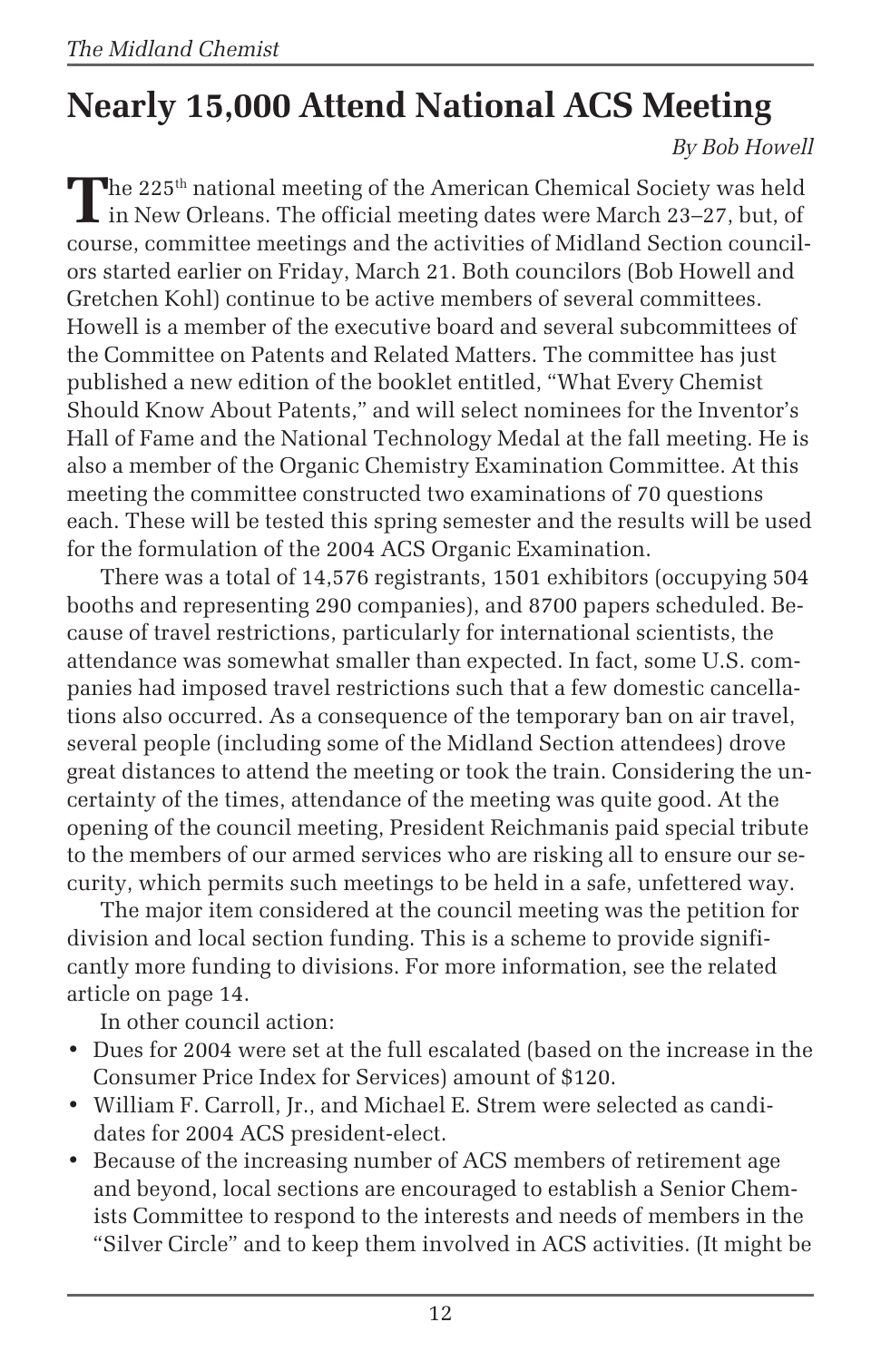# Nearly 15,000 Attend National ACS Meeting

*By Bob Howell*

The 225th national meeting of the American Chemical Society was held in New Orleans. The official meeting dates were March 23–27, but, of course, committee meetings and the activities of Midland Section councilors started earlier on Friday, March 21. Both councilors (Bob Howell and Gretchen Kohl) continue to be active members of several committees. Howell is a member of the executive board and several subcommittees of the Committee on Patents and Related Matters. The committee has just published a new edition of the booklet entitled, "What Every Chemist Should Know About Patents," and will select nominees for the Inventor's Hall of Fame and the National Technology Medal at the fall meeting. He is also a member of the Organic Chemistry Examination Committee. At this meeting the committee constructed two examinations of 70 questions each. These will be tested this spring semester and the results will be used for the formulation of the 2004 ACS Organic Examination.

There was a total of 14,576 registrants, 1501 exhibitors (occupying 504 booths and representing 290 companies), and 8700 papers scheduled. Because of travel restrictions, particularly for international scientists, the attendance was somewhat smaller than expected. In fact, some U.S. companies had imposed travel restrictions such that a few domestic cancellations also occurred. As a consequence of the temporary ban on air travel, several people (including some of the Midland Section attendees) drove great distances to attend the meeting or took the train. Considering the uncertainty of the times, attendance of the meeting was quite good. At the opening of the council meeting, President Reichmanis paid special tribute to the members of our armed services who are risking all to ensure our security, which permits such meetings to be held in a safe, unfettered way.

The major item considered at the council meeting was the petition for division and local section funding. This is a scheme to provide significantly more funding to divisions. For more information, see the related article on page 14.

In other council action:

- Dues for 2004 were set at the full escalated (based on the increase in the Consumer Price Index for Services) amount of $120.
- William F. Carroll, Jr., and Michael E. Strem were selected as candidates for 2004 ACS president-elect.
- Because of the increasing number of ACS members of retirement age and beyond, local sections are encouraged to establish a Senior Chemists Committee to respond to the interests and needs of members in the "Silver Circle" and to keep them involved in ACS activities. (It might be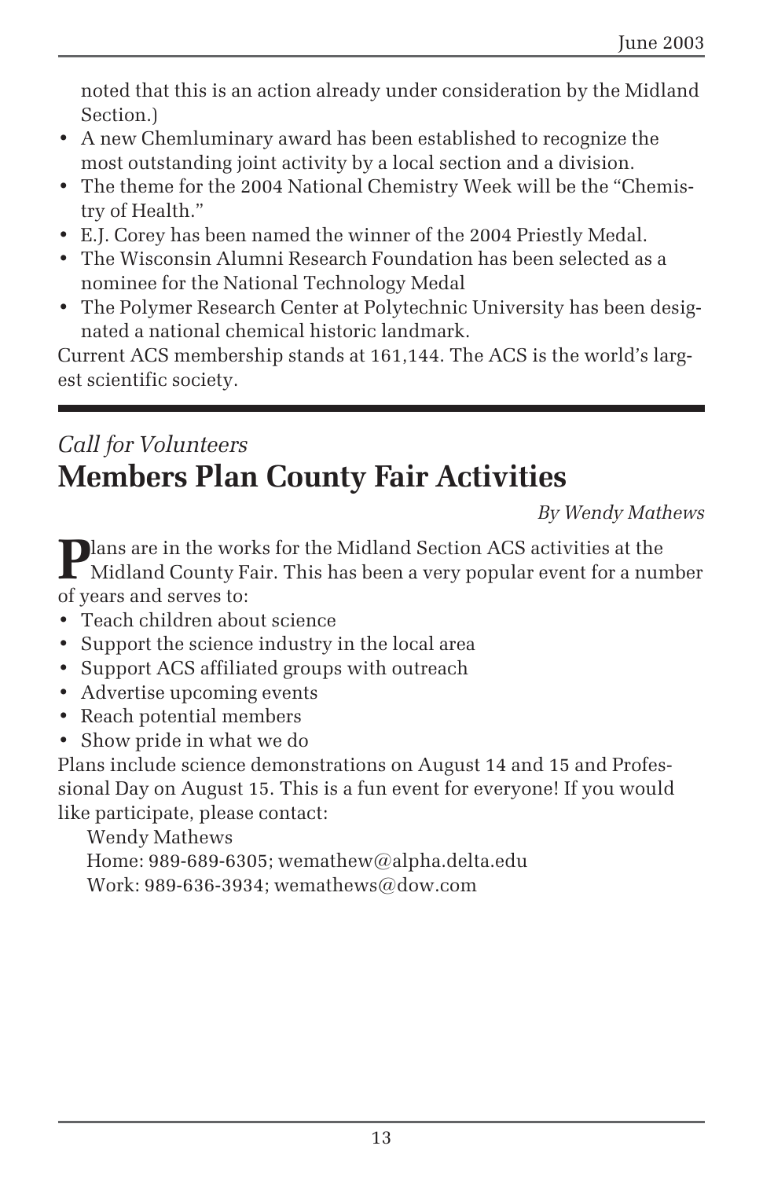noted that this is an action already under consideration by the Midland Section.)

- A new Chemluminary award has been established to recognize the most outstanding joint activity by a local section and a division.
- The theme for the 2004 National Chemistry Week will be the "Chemistry of Health."
- E.J. Corey has been named the winner of the 2004 Priestly Medal.
- The Wisconsin Alumni Research Foundation has been selected as a nominee for the National Technology Medal
- The Polymer Research Center at Polytechnic University has been designated a national chemical historic landmark.

Current ACS membership stands at 161,144. The ACS is the world's largest scientific society.

---

*Call for Volunteers*

## Members Plan County Fair Activities

*By Wendy Mathews*

Plans are in the works for the Midland Section ACS activities at the Midland County Fair. This has been a very popular event for a number of years and serves to:

- Teach children about science
- Support the science industry in the local area
- Support ACS affiliated groups with outreach
- Advertise upcoming events
- Reach potential members
- Show pride in what we do

Plans include science demonstrations on August 14 and 15 and Professional Day on August 15. This is a fun event for everyone! If you would like participate, please contact:

Wendy Mathews
Home: 989-689-6305; wemathew@alpha.delta.edu
Work: 989-636-3934; wemathews@dow.com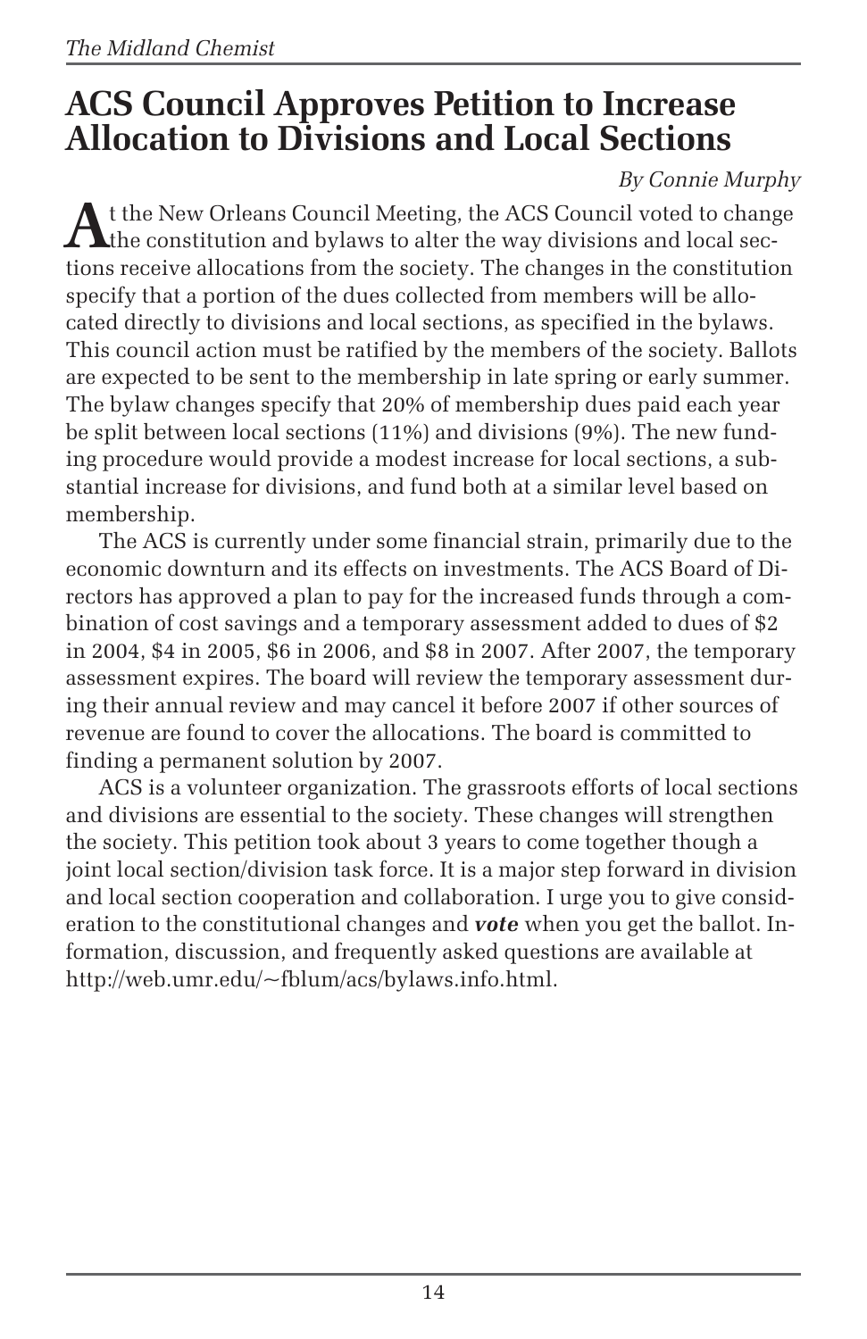# ACS Council Approves Petition to Increase Allocation to Divisions and Local Sections

*By Connie Murphy*

At the New Orleans Council Meeting, the ACS Council voted to change the constitution and bylaws to alter the way divisions and local sections receive allocations from the society. The changes in the constitution specify that a portion of the dues collected from members will be allocated directly to divisions and local sections, as specified in the bylaws. This council action must be ratified by the members of the society. Ballots are expected to be sent to the membership in late spring or early summer. The bylaw changes specify that 20% of membership dues paid each year be split between local sections (11%) and divisions (9%). The new funding procedure would provide a modest increase for local sections, a substantial increase for divisions, and fund both at a similar level based on membership.

The ACS is currently under some financial strain, primarily due to the economic downturn and its effects on investments. The ACS Board of Directors has approved a plan to pay for the increased funds through a combination of cost savings and a temporary assessment added to dues of $2 in 2004, $4 in 2005, $6 in 2006, and $8 in 2007. After 2007, the temporary assessment expires. The board will review the temporary assessment during their annual review and may cancel it before 2007 if other sources of revenue are found to cover the allocations. The board is committed to finding a permanent solution by 2007.

ACS is a volunteer organization. The grassroots efforts of local sections and divisions are essential to the society. These changes will strengthen the society. This petition took about 3 years to come together though a joint local section/division task force. It is a major step forward in division and local section cooperation and collaboration. I urge you to give consideration to the constitutional changes and ***vote*** when you get the ballot. Information, discussion, and frequently asked questions are available at http://web.umr.edu/~fblum/acs/bylaws.info.html.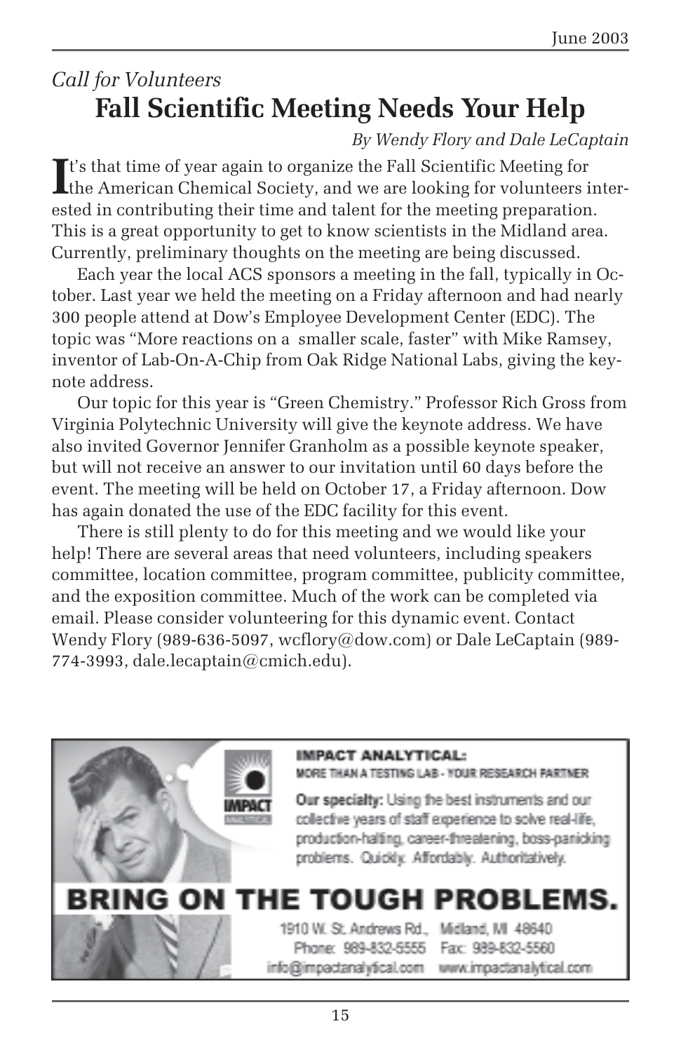*Call for Volunteers*

# Fall Scientific Meeting Needs Your Help

*By Wendy Flory and Dale LeCaptain*

It's that time of year again to organize the Fall Scientific Meeting for the American Chemical Society, and we are looking for volunteers interested in contributing their time and talent for the meeting preparation. This is a great opportunity to get to know scientists in the Midland area. Currently, preliminary thoughts on the meeting are being discussed.

Each year the local ACS sponsors a meeting in the fall, typically in October. Last year we held the meeting on a Friday afternoon and had nearly 300 people attend at Dow's Employee Development Center (EDC). The topic was "More reactions on a smaller scale, faster" with Mike Ramsey, inventor of Lab-On-A-Chip from Oak Ridge National Labs, giving the keynote address.

Our topic for this year is "Green Chemistry." Professor Rich Gross from Virginia Polytechnic University will give the keynote address. We have also invited Governor Jennifer Granholm as a possible keynote speaker, but will not receive an answer to our invitation until 60 days before the event. The meeting will be held on October 17, a Friday afternoon. Dow has again donated the use of the EDC facility for this event.

There is still plenty to do for this meeting and we would like your help! There are several areas that need volunteers, including speakers committee, location committee, program committee, publicity committee, and the exposition committee. Much of the work can be completed via email. Please consider volunteering for this dynamic event. Contact Wendy Flory (989-636-5097, wcflory@dow.com) or Dale LeCaptain (989-774-3993, dale.lecaptain@cmich.edu).

**IMPACT ANALYTICAL:**
MORE THAN A TESTING LAB - YOUR RESEARCH PARTNER

**Our specialty:** Using the best instruments and our collective years of staff experience to solve real-life, production-halting, career-threatening, boss-panicking problems. Quickly. Affordably. Authoritatively.

**BRING ON THE TOUGH PROBLEMS.**

1910 W. St. Andrews Rd., Midland, MI 48640
Phone: 989-832-5555 Fax: 989-832-5560
info@impactanalytical.com www.impactanalytical.com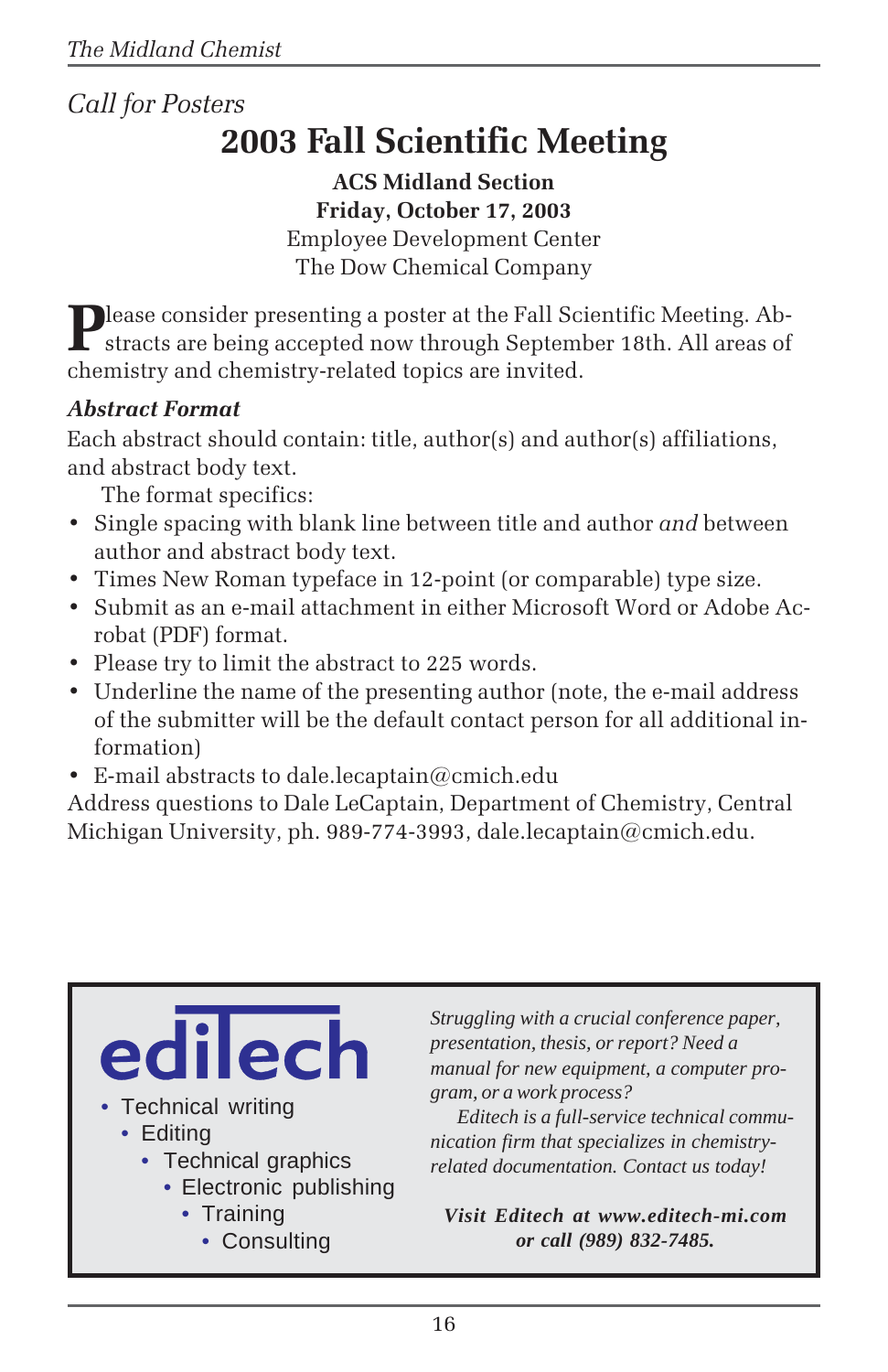*Call for Posters*

# 2003 Fall Scientific Meeting

**ACS Midland Section**
**Friday, October 17, 2003**
Employee Development Center
The Dow Chemical Company

Please consider presenting a poster at the Fall Scientific Meeting. Abstracts are being accepted now through September 18th. All areas of chemistry and chemistry-related topics are invited.

### *Abstract Format*

Each abstract should contain: title, author(s) and author(s) affiliations, and abstract body text.

The format specifics:

- Single spacing with blank line between title and author *and* between author and abstract body text.
- Times New Roman typeface in 12-point (or comparable) type size.
- Submit as an e-mail attachment in either Microsoft Word or Adobe Acrobat (PDF) format.
- Please try to limit the abstract to 225 words.
- Underline the name of the presenting author (note, the e-mail address of the submitter will be the default contact person for all additional information)
- E-mail abstracts to dale.lecaptain@cmich.edu

Address questions to Dale LeCaptain, Department of Chemistry, Central Michigan University, ph. 989-774-3993, dale.lecaptain@cmich.edu.

---

**editech**

- Technical writing
- Editing
- Technical graphics
- Electronic publishing
- Training
- Consulting

*Struggling with a crucial conference paper, presentation, thesis, or report? Need a manual for new equipment, a computer program, or a work process?*

*Editech is a full-service technical communication firm that specializes in chemistry-related documentation. Contact us today!*

***Visit Editech at www.editech-mi.com or call (989) 832-7485.***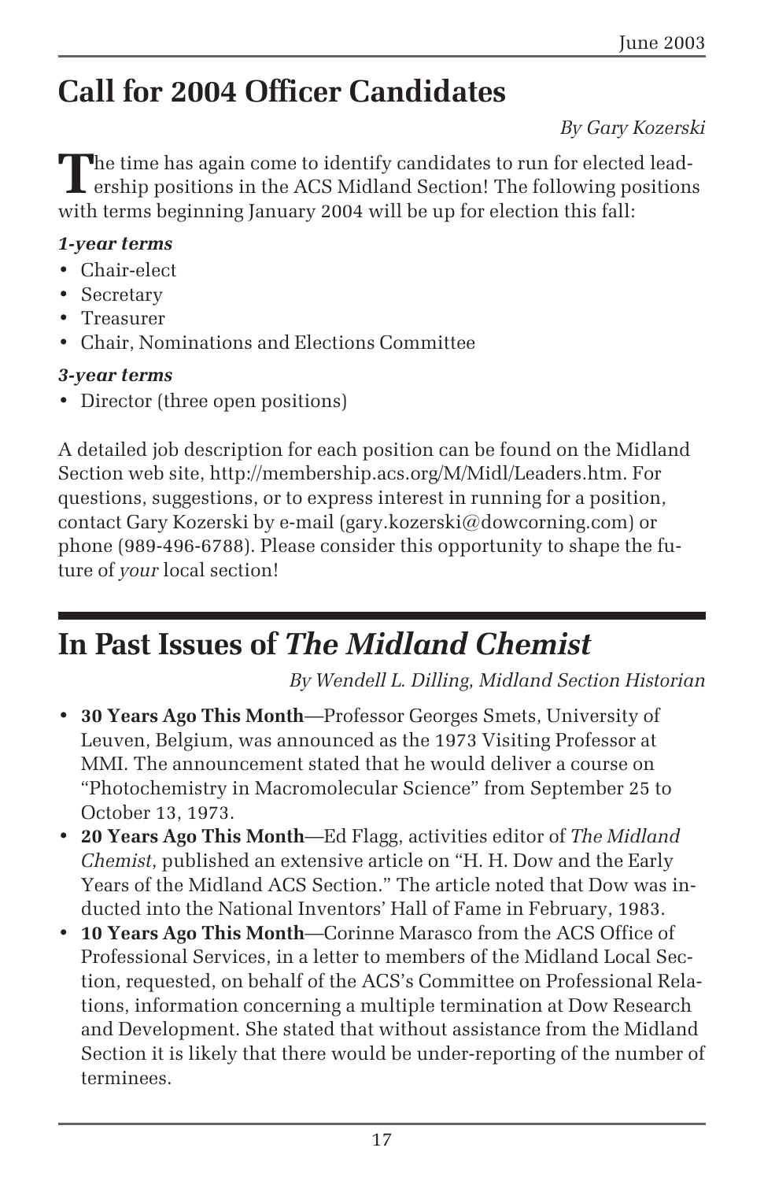## Call for 2004 Officer Candidates

*By Gary Kozerski*

The time has again come to identify candidates to run for elected leadership positions in the ACS Midland Section! The following positions with terms beginning January 2004 will be up for election this fall:

***1-year terms***

- Chair-elect
- Secretary
- Treasurer
- Chair, Nominations and Elections Committee

***3-year terms***

- Director (three open positions)

A detailed job description for each position can be found on the Midland Section web site, http://membership.acs.org/M/Midl/Leaders.htm. For questions, suggestions, or to express interest in running for a position, contact Gary Kozerski by e-mail (gary.kozerski@dowcorning.com) or phone (989-496-6788). Please consider this opportunity to shape the future of *your* local section!

## In Past Issues of *The Midland Chemist*

*By Wendell L. Dilling, Midland Section Historian*

- **30 Years Ago This Month**—Professor Georges Smets, University of Leuven, Belgium, was announced as the 1973 Visiting Professor at MMI. The announcement stated that he would deliver a course on "Photochemistry in Macromolecular Science" from September 25 to October 13, 1973.
- **20 Years Ago This Month**—Ed Flagg, activities editor of *The Midland Chemist*, published an extensive article on "H. H. Dow and the Early Years of the Midland ACS Section." The article noted that Dow was inducted into the National Inventors' Hall of Fame in February, 1983.
- **10 Years Ago This Month**—Corinne Marasco from the ACS Office of Professional Services, in a letter to members of the Midland Local Section, requested, on behalf of the ACS's Committee on Professional Relations, information concerning a multiple termination at Dow Research and Development. She stated that without assistance from the Midland Section it is likely that there would be under-reporting of the number of terminees.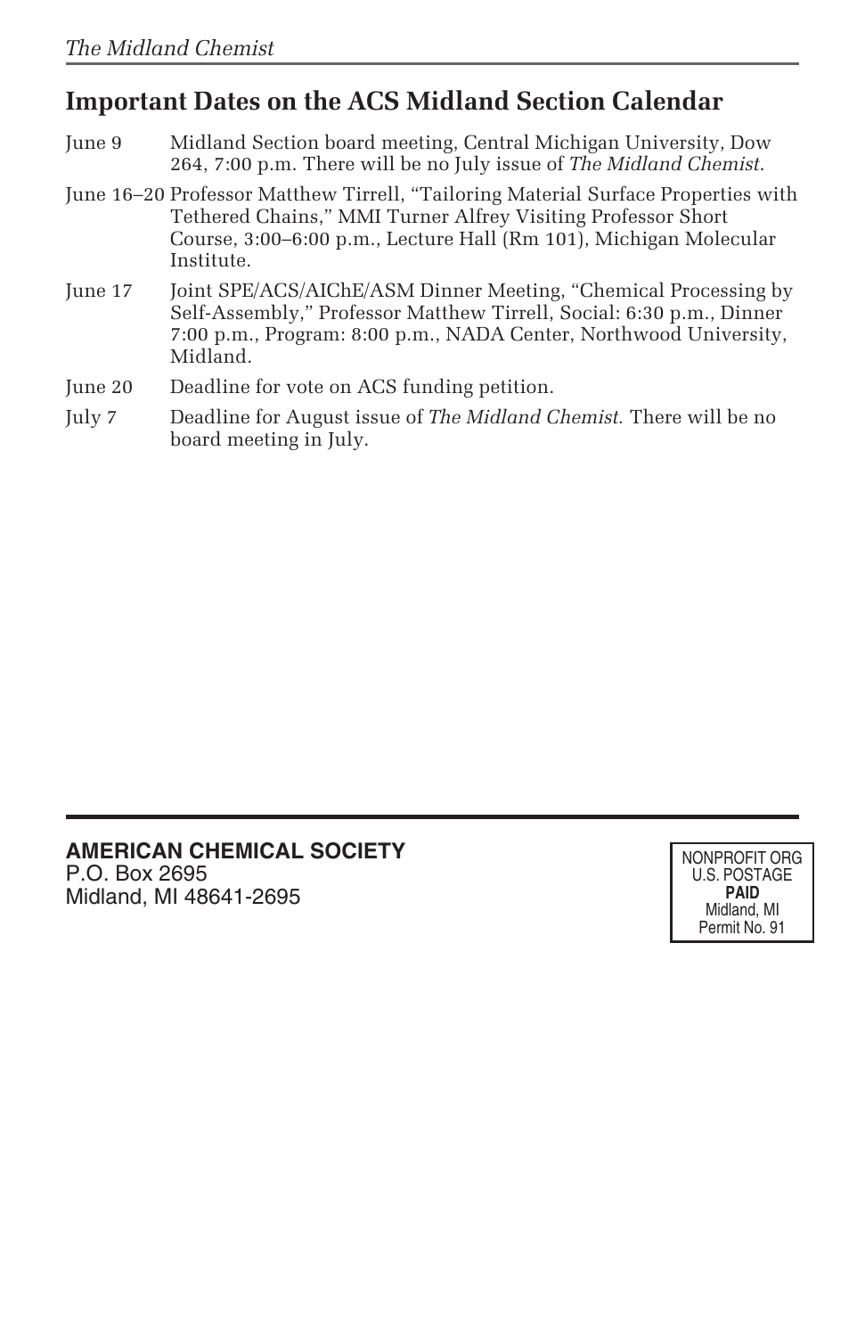## Important Dates on the ACS Midland Section Calendar

June 9 Midland Section board meeting, Central Michigan University, Dow 264, 7:00 p.m. There will be no July issue of *The Midland Chemist*.

June 16–20 Professor Matthew Tirrell, "Tailoring Material Surface Properties with Tethered Chains," MMI Turner Alfrey Visiting Professor Short Course, 3:00–6:00 p.m., Lecture Hall (Rm 101), Michigan Molecular Institute.

June 17 Joint SPE/ACS/AIChE/ASM Dinner Meeting, "Chemical Processing by Self-Assembly," Professor Matthew Tirrell, Social: 6:30 p.m., Dinner 7:00 p.m., Program: 8:00 p.m., NADA Center, Northwood University, Midland.

June 20 Deadline for vote on ACS funding petition.

July 7 Deadline for August issue of *The Midland Chemist.* There will be no board meeting in July.

---

**AMERICAN CHEMICAL SOCIETY**
P.O. Box 2695
Midland, MI 48641-2695

NONPROFIT ORG
U.S. POSTAGE
**PAID**
Midland, MI
Permit No. 91